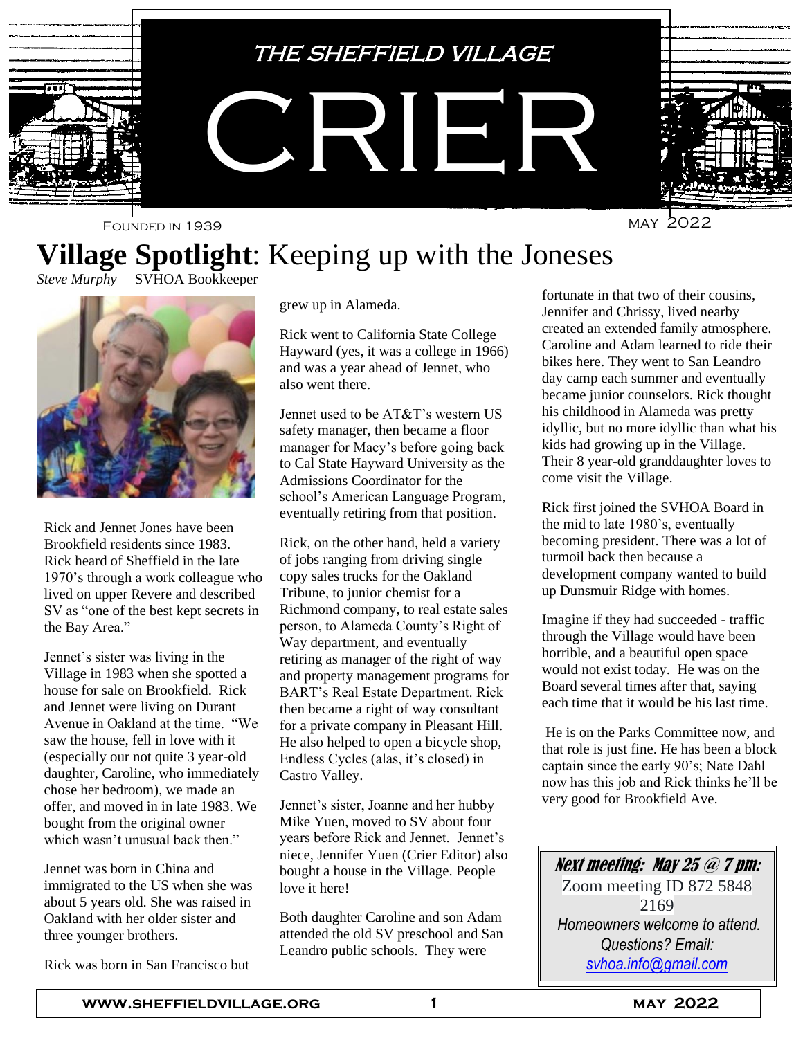# THE SHEFFIELD VILLAGE CRIER

FOUNDED IN 1939

MAY 2022

## Village Spotlight: Keeping up with the Joneses

*Steve Murphy* SVHOA Bookkeeper

Rick and Jennet Jones have been Brookfield residents since 1983. Rick heard of Sheffield in the late 1970's through a work colleague who lived on upper Revere and described SV as "one of the best kept secrets in the Bay Area."

Jennet's sister was living in the Village in 1983 when she spotted a house for sale on Brookfield. Rick and Jennet were living on Durant Avenue in Oakland at the time. "We saw the house, fell in love with it (especially our not quite 3 year-old daughter, Caroline, who immediately chose her bedroom), we made an offer, and moved in in late 1983. We bought from the original owner which wasn't unusual back then."

Jennet was born in China and immigrated to the US when she was about 5 years old. She was raised in Oakland with her older sister and three younger brothers.

Rick was born in San Francisco but grew up in Alameda.

Rick went to California State College Hayward (yes, it was a college in 1966) and was a year ahead of Jennet, who also went there.

Jennet used to be AT&T's western US safety manager, then became a floor manager for Macy's before going back to Cal State Hayward University as the Admissions Coordinator for the school's American Language Program, eventually retiring from that position.

Rick, on the other hand, held a variety of jobs ranging from driving single copy sales trucks for the Oakland Tribune, to junior chemist for a Richmond company, to real estate sales person, to Alameda County's Right of Way department, and eventually retiring as manager of the right of way and property management programs for BART's Real Estate Department. Rick then became a right of way consultant for a private company in Pleasant Hill. He also helped to open a bicycle shop, Endless Cycles (alas, it's closed) in Castro Valley.

Jennet's sister, Joanne and her hubby Mike Yuen, moved to SV about four years before Rick and Jennet. Jennet's niece, Jennifer Yuen (Crier Editor) also bought a house in the Village. People love it here!

Both daughter Caroline and son Adam attended the old SV preschool and San Leandro public schools. They were fortunate in that two of their cousins, Jennifer and Chrissy, lived nearby created an extended family atmosphere. Caroline and Adam learned to ride their bikes here. They went to San Leandro day camp each summer and eventually became junior counselors. Rick thought his childhood in Alameda was pretty idyllic, but no more idyllic than what his kids had growing up in the Village. Their 8 year-old granddaughter loves to come visit the Village.

Rick first joined the SVHOA Board in the mid to late 1980's, eventually becoming president. There was a lot of turmoil back then because a development company wanted to build up Dunsmuir Ridge with homes.

Imagine if they had succeeded - traffic through the Village would have been horrible, and a beautiful open space would not exist today. He was on the Board several times after that, saying each time that it would be his last time.

He is on the Parks Committee now, and that role is just fine. He has been a block captain since the early 90's; Nate Dahl now has this job and Rick thinks he'll be very good for Brookfield Ave.

***Next meeting: May 25 @ 7 pm:***
Zoom meeting ID 872 5848 2169
*Homeowners welcome to attend.*
*Questions? Email:*
*svhoa.info@gmail.com*

WWW.SHEFFIELDVILLAGE.ORG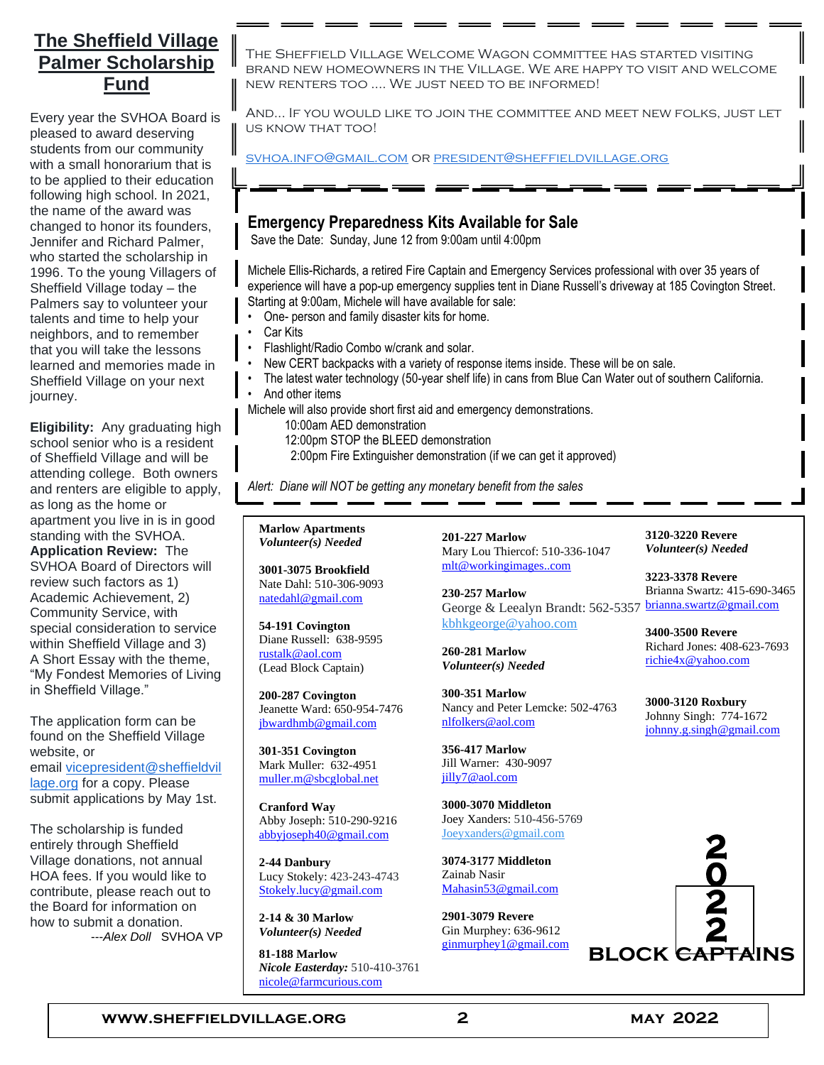## The Sheffield Village Palmer Scholarship Fund

Every year the SVHOA Board is pleased to award deserving students from our community with a small honorarium that is to be applied to their education following high school. In 2021, the name of the award was changed to honor its founders, Jennifer and Richard Palmer, who started the scholarship in 1996. To the young Villagers of Sheffield Village today – the Palmers say to volunteer your talents and time to help your neighbors, and to remember that you will take the lessons learned and memories made in Sheffield Village on your next journey.

**Eligibility:** Any graduating high school senior who is a resident of Sheffield Village and will be attending college. Both owners and renters are eligible to apply, as long as the home or apartment you live in is in good standing with the SVHOA.

**Application Review:** The SVHOA Board of Directors will review such factors as 1) Academic Achievement, 2) Community Service, with special consideration to service within Sheffield Village and 3) A Short Essay with the theme, "My Fondest Memories of Living in Sheffield Village."

The application form can be found on the Sheffield Village website, or email vicepresident@sheffieldvillage.org for a copy. Please submit applications by May 1st.

The scholarship is funded entirely through Sheffield Village donations, not annual HOA fees. If you would like to contribute, please reach out to the Board for information on how to submit a donation.

---*Alex Doll* SVHOA VP

---

The Sheffield Village Welcome Wagon committee has started visiting brand new homeowners in the Village. We are happy to visit and welcome new renters too .... We just need to be informed!

And... If you would like to join the committee and meet new folks, just let us know that too!

svhoa.info@gmail.com or president@sheffieldvillage.org

---

## Emergency Preparedness Kits Available for Sale

Save the Date: Sunday, June 12 from 9:00am until 4:00pm

Michele Ellis-Richards, a retired Fire Captain and Emergency Services professional with over 35 years of experience will have a pop-up emergency supplies tent in Diane Russell's driveway at 185 Covington Street. Starting at 9:00am, Michele will have available for sale:

- One- person and family disaster kits for home.
- Car Kits
- Flashlight/Radio Combo w/crank and solar.
- New CERT backpacks with a variety of response items inside. These will be on sale.
- The latest water technology (50-year shelf life) in cans from Blue Can Water out of southern California.
- And other items

Michele will also provide short first aid and emergency demonstrations.

10:00am AED demonstration
12:00pm STOP the BLEED demonstration
2:00pm Fire Extinguisher demonstration (if we can get it approved)

*Alert: Diane will NOT be getting any monetary benefit from the sales*

---

## 2022 BLOCK CAPTAINS

**Marlow Apartments**
*Volunteer(s) Needed*

**3001-3075 Brookfield**
Nate Dahl: 510-306-9093
natedahl@gmail.com

**54-191 Covington**
Diane Russell: 638-9595
rustalk@aol.com
(Lead Block Captain)

**200-287 Covington**
Jeanette Ward: 650-954-7476
jbwardhmb@gmail.com

**301-351 Covington**
Mark Muller: 632-4951
muller.m@sbcglobal.net

**Cranford Way**
Abby Joseph: 510-290-9216
abbyjoseph40@gmail.com

**2-44 Danbury**
Lucy Stokely: 423-243-4743
Stokely.lucy@gmail.com

**2-14 & 30 Marlow**
*Volunteer(s) Needed*

**81-188 Marlow**
*Nicole Easterday:* 510-410-3761
nicole@farmcurious.com

**201-227 Marlow**
Mary Lou Thiercof: 510-336-1047
mlt@workingimages..com

**230-257 Marlow**
George & Leealyn Brandt: 562-5357
kbhkgeorge@yahoo.com

**260-281 Marlow**
*Volunteer(s) Needed*

**300-351 Marlow**
Nancy and Peter Lemcke: 502-4763
nlfolkers@aol.com

**356-417 Marlow**
Jill Warner: 430-9097
jilly7@aol.com

**3000-3070 Middleton**
Joey Xanders: 510-456-5769
Joeyxanders@gmail.com

**3074-3177 Middleton**
Zainab Nasir
Mahasin53@gmail.com

**2901-3079 Revere**
Gin Murphey: 636-9612
ginmurphey1@gmail.com

**3120-3220 Revere**
*Volunteer(s) Needed*

**3223-3378 Revere**
Brianna Swartz: 415-690-3465
brianna.swartz@gmail.com

**3400-3500 Revere**
Richard Jones: 408-623-7693
richie4x@yahoo.com

**3000-3120 Roxbury**
Johnny Singh: 774-1672
johnny.g.singh@gmail.com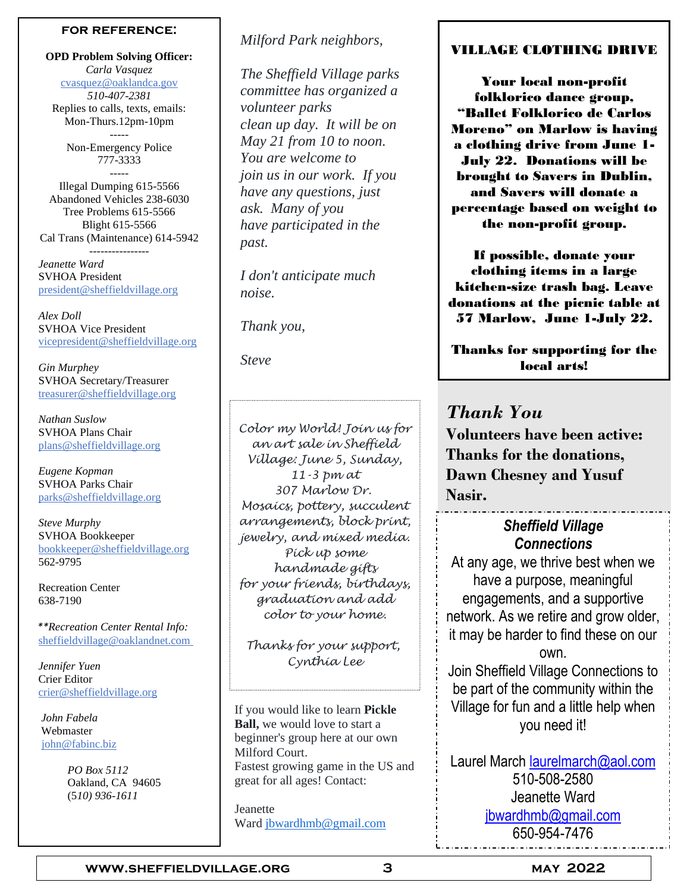## FOR REFERENCE:

**OPD Problem Solving Officer:**
*Carla Vasquez*
cvasquez@oaklandca.gov
*510-407-2381*
Replies to calls, texts, emails:
Mon-Thurs.12pm-10pm

-----

Non-Emergency Police
777-3333

-----

Illegal Dumping 615-5566
Abandoned Vehicles 238-6030
Tree Problems 615-5566
Blight 615-5566
Cal Trans (Maintenance) 614-5942

---------------

*Jeanette Ward*
SVHOA President
president@sheffieldvillage.org

*Alex Doll*
SVHOA Vice President
vicepresident@sheffieldvillage.org

*Gin Murphey*
SVHOA Secretary/Treasurer
treasurer@sheffieldvillage.org

*Nathan Suslow*
SVHOA Plans Chair
plans@sheffieldvillage.org

*Eugene Kopman*
SVHOA Parks Chair
parks@sheffieldvillage.org

*Steve Murphy*
SVHOA Bookkeeper
bookkeeper@sheffieldvillage.org
562-9795

Recreation Center
638-7190

*\*\*Recreation Center Rental Info:*
sheffieldvillage@oaklandnet.com

*Jennifer Yuen*
Crier Editor
crier@sheffieldvillage.org

*John Fabela*
Webmaster
john@fabinc.biz

*PO Box 5112*
Oakland, CA 94605
(5*10) 936-1611*

---

*Milford Park neighbors,*

*The Sheffield Village parks committee has organized a volunteer parks clean up day. It will be on May 21 from 10 to noon. You are welcome to join us in our work. If you have any questions, just ask. Many of you have participated in the past.*

*I don't anticipate much noise.*

*Thank you,*

*Steve*

---

*Color my World! Join us for an art sale in Sheffield Village: June 5, Sunday, 11-3 pm at 307 Marlow Dr. Mosaics, pottery, succulent arrangements, block print, jewelry, and mixed media. Pick up some handmade gifts for your friends, birthdays, graduation and add color to your home.*

*Thanks for your support,*
*Cynthia Lee*

---

If you would like to learn **Pickle Ball,** we would love to start a beginner's group here at our own Milford Court.
Fastest growing game in the US and great for all ages! Contact:

Jeanette Ward jbwardhmb@gmail.com

---

## VILLAGE CLOTHING DRIVE

**Your local non-profit folklorico dance group, "Ballet Folklorico de Carlos Moreno" on Marlow is having a clothing drive from June 1-July 22. Donations will be brought to Savers in Dublin, and Savers will donate a percentage based on weight to the non-profit group.**

**If possible, donate your clothing items in a large kitchen-size trash bag. Leave donations at the picnic table at 57 Marlow, June 1-July 22.**

**Thanks for supporting for the local arts!**

---

## *Thank You*

**Volunteers have been active: Thanks for the donations, Dawn Chesney and Yusuf Nasir.**

---

### *Sheffield Village Connections*

At any age, we thrive best when we have a purpose, meaningful engagements, and a supportive network. As we retire and grow older, it may be harder to find these on our own.

Join Sheffield Village Connections to be part of the community within the Village for fun and a little help when you need it!

Laurel March laurelmarch@aol.com
510-508-2580
Jeanette Ward
jbwardhmb@gmail.com
650-954-7476